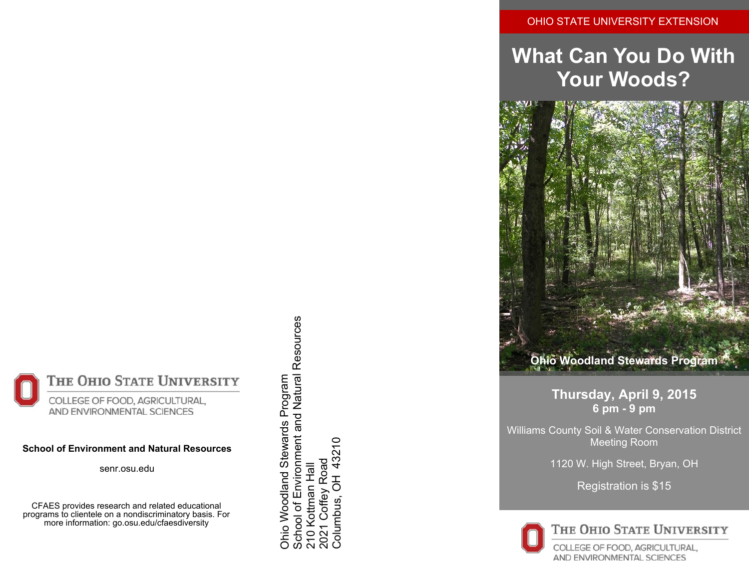THE OHIO STATE UNIVERSITY

COLLEGE OF FOOD, AGRICULTURAL, AND ENVIRONMENTAL SCIENCES

**School of Environment and Natural Resources**

senr.osu.edu

CFAES provides research and related educational programs to clientele on a nondiscriminatory basis. For more information: go.osu.edu/cfaesdiversity

Ohio Woodland Stewards Program
School of Environment and Natural Resources
210 Kottman Hall
2021 Coffey Road
Columbus, OH 43210

OHIO STATE UNIVERSITY EXTENSION

# What Can You Do With Your Woods?

**Ohio Woodland Stewards Program**

**Thursday, April 9, 2015**
**6 pm - 9 pm**

Williams County Soil & Water Conservation District Meeting Room

1120 W. High Street, Bryan, OH

Registration is $15

THE OHIO STATE UNIVERSITY

COLLEGE OF FOOD, AGRICULTURAL, AND ENVIRONMENTAL SCIENCES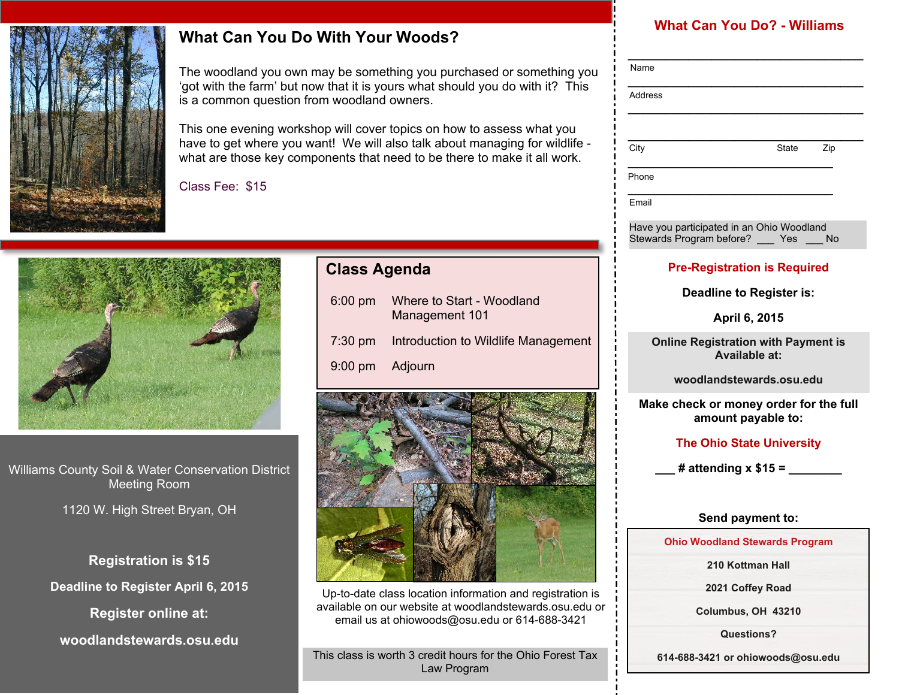## What Can You Do With Your Woods?

The woodland you own may be something you purchased or something you 'got with the farm' but now that it is yours what should you do with it? This is a common question from woodland owners.

This one evening workshop will cover topics on how to assess what you have to get where you want! We will also talk about managing for wildlife - what are those key components that need to be there to make it all work.

Class Fee: $15

Williams County Soil & Water Conservation District Meeting Room

1120 W. High Street Bryan, OH

**Registration is $15**

**Deadline to Register April 6, 2015**

**Register online at:**

**woodlandstewards.osu.edu**

## Class Agenda

| | |
|---|---|
| 6:00 pm | Where to Start - Woodland Management 101 |
| 7:30 pm | Introduction to Wildlife Management |
| 9:00 pm | Adjourn |

Up-to-date class location information and registration is available on our website at woodlandstewards.osu.edu or email us at ohiowoods@osu.edu or 614-688-3421

This class is worth 3 credit hours for the Ohio Forest Tax Law Program

## What Can You Do? - Williams

Name \_\_\_\_\_\_\_\_\_\_\_\_\_\_\_\_\_\_\_\_\_\_\_\_\_\_\_\_\_\_\_\_\_\_\_\_

Address \_\_\_\_\_\_\_\_\_\_\_\_\_\_\_\_\_\_\_\_\_\_\_\_\_\_\_\_\_\_\_\_\_\_\_\_

\_\_\_\_\_\_\_\_\_\_\_\_\_\_\_\_\_\_\_\_\_\_\_\_\_\_\_\_\_\_\_\_\_\_\_\_

City \_\_\_\_\_\_\_\_\_\_\_\_\_\_\_\_ State \_\_\_\_\_ Zip \_\_\_\_\_

Phone \_\_\_\_\_\_\_\_\_\_\_\_\_\_\_\_\_\_\_\_\_\_\_\_\_\_\_\_\_\_\_\_\_\_\_\_

Email \_\_\_\_\_\_\_\_\_\_\_\_\_\_\_\_\_\_\_\_\_\_\_\_\_\_\_\_\_\_\_\_\_\_\_\_

Have you participated in an Ohio Woodland Stewards Program before? \_\_\_ Yes \_\_\_ No

**Pre-Registration is Required**

**Deadline to Register is:**

**April 6, 2015**

**Online Registration with Payment is Available at:**

**woodlandstewards.osu.edu**

**Make check or money order for the full amount payable to:**

**The Ohio State University**

**\_\_\_ # attending x $15 = \_\_\_\_\_\_\_\_**

**Send payment to:**

**Ohio Woodland Stewards Program**

**210 Kottman Hall**

**2021 Coffey Road**

**Columbus, OH 43210**

**Questions?**

**614-688-3421 or ohiowoods@osu.edu**